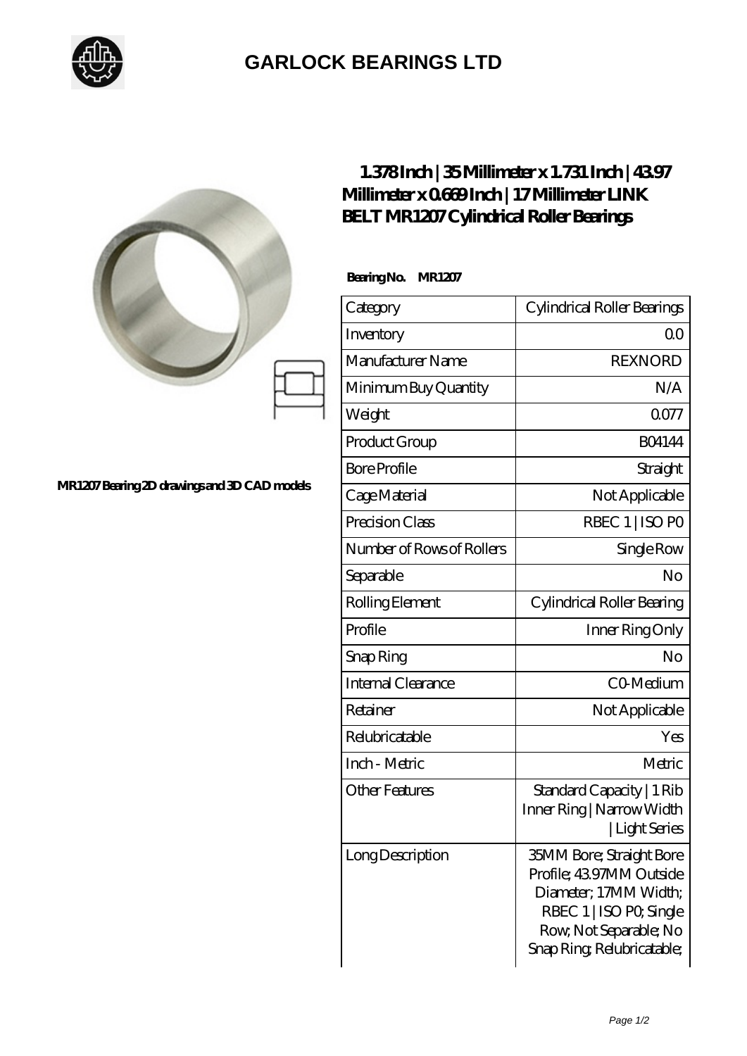# GARLOCK BEARINGS LTD

MR1207 Bearing 2D drawings and 3D CAD models

## 1.378 Inch | 35 Millimeter x 1.731 Inch | 43.97 Millimeter x 0.669 Inch | 17 Millimeter LINK BELT MR1207 Cylindrical Roller Bearings

**Bearing No. MR1207**

| Category | Cylindrical Roller Bearings |
|---|---|
| Inventory | 0.0 |
| Manufacturer Name | REXNORD |
| Minimum Buy Quantity | N/A |
| Weight | 0.077 |
| Product Group | B04144 |
| Bore Profile | Straight |
| Cage Material | Not Applicable |
| Precision Class | RBEC 1 \| ISO P0 |
| Number of Rows of Rollers | Single Row |
| Separable | No |
| Rolling Element | Cylindrical Roller Bearing |
| Profile | Inner Ring Only |
| Snap Ring | No |
| Internal Clearance | C0-Medium |
| Retainer | Not Applicable |
| Relubricatable | Yes |
| Inch - Metric | Metric |
| Other Features | Standard Capacity \| 1 Rib Inner Ring \| Narrow Width \| Light Series |
| Long Description | 35MM Bore; Straight Bore Profile; 43.97MM Outside Diameter; 17MM Width; RBEC 1 \| ISO P0; Single Row; Not Separable; No Snap Ring; Relubricatable; |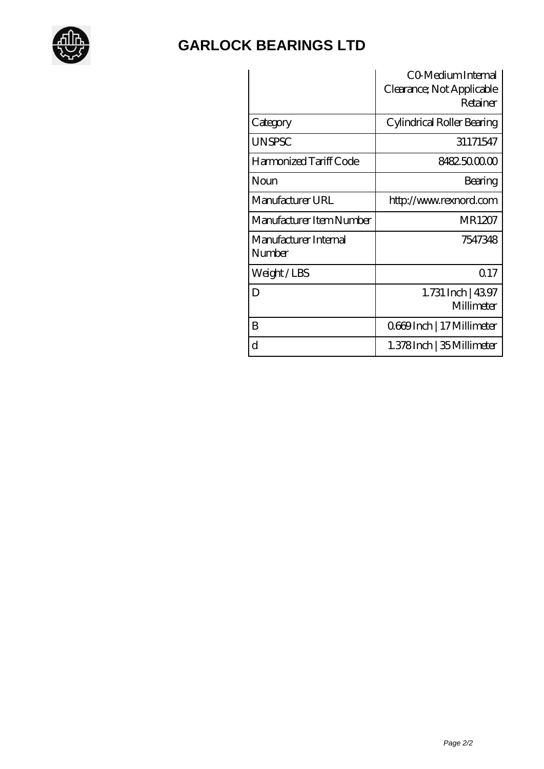# GARLOCK BEARINGS LTD

| | |
|---|---|
| | C0-Medium Internal Clearance; Not Applicable Retainer |
| Category | Cylindrical Roller Bearing |
| UNSPSC | 31171547 |
| Harmonized Tariff Code | 8482.50.00.00 |
| Noun | Bearing |
| Manufacturer URL | http://www.rexnord.com |
| Manufacturer Item Number | MR1207 |
| Manufacturer Internal Number | 7547348 |
| Weight / LBS | 0.17 |
| D | 1.731 Inch \| 43.97 Millimeter |
| B | 0.669 Inch \| 17 Millimeter |
| d | 1.378 Inch \| 35 Millimeter |